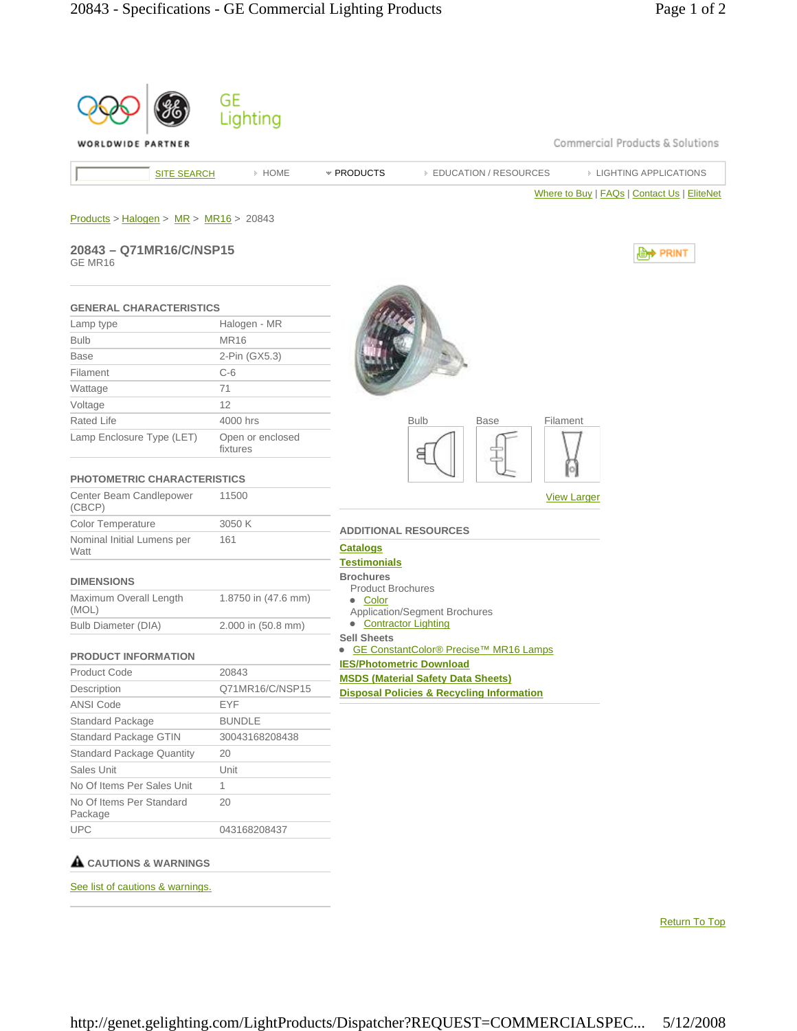GE Lighting

WORLDWIDE PARTNER

Commercial Products & Solutions

SITE SEARCH | HOME | PRODUCTS | EDUCATION / RESOURCES | LIGHTING APPLICATIONS

Where to Buy | FAQs | Contact Us | EliteNet

Products > Halogen > MR > MR16 > 20843

## 20843 – Q71MR16/C/NSP15

GE MR16

PRINT

### GENERAL CHARACTERISTICS

| | |
|---|---|
| Lamp type | Halogen - MR |
| Bulb | MR16 |
| Base | 2-Pin (GX5.3) |
| Filament | C-6 |
| Wattage | 71 |
| Voltage | 12 |
| Rated Life | 4000 hrs |
| Lamp Enclosure Type (LET) | Open or enclosed fixtures |

### PHOTOMETRIC CHARACTERISTICS

| | |
|---|---|
| Center Beam Candlepower (CBCP) | 11500 |
| Color Temperature | 3050 K |
| Nominal Initial Lumens per Watt | 161 |

### DIMENSIONS

| | |
|---|---|
| Maximum Overall Length (MOL) | 1.8750 in (47.6 mm) |
| Bulb Diameter (DIA) | 2.000 in (50.8 mm) |

### PRODUCT INFORMATION

| | |
|---|---|
| Product Code | 20843 |
| Description | Q71MR16/C/NSP15 |
| ANSI Code | EYF |
| Standard Package | BUNDLE |
| Standard Package GTIN | 30043168208438 |
| Standard Package Quantity | 20 |
| Sales Unit | Unit |
| No Of Items Per Sales Unit | 1 |
| No Of Items Per Standard Package | 20 |
| UPC | 043168208437 |

### CAUTIONS & WARNINGS

See list of cautions & warnings.

Bulb | Base | Filament

View Larger

### ADDITIONAL RESOURCES

**Catalogs**

**Testimonials**

**Brochures**

Product Brochures
- Color

Application/Segment Brochures
- Contractor Lighting

**Sell Sheets**
- GE ConstantColor® Precise™ MR16 Lamps

**IES/Photometric Download**

**MSDS (Material Safety Data Sheets)**

**Disposal Policies & Recycling Information**

Return To Top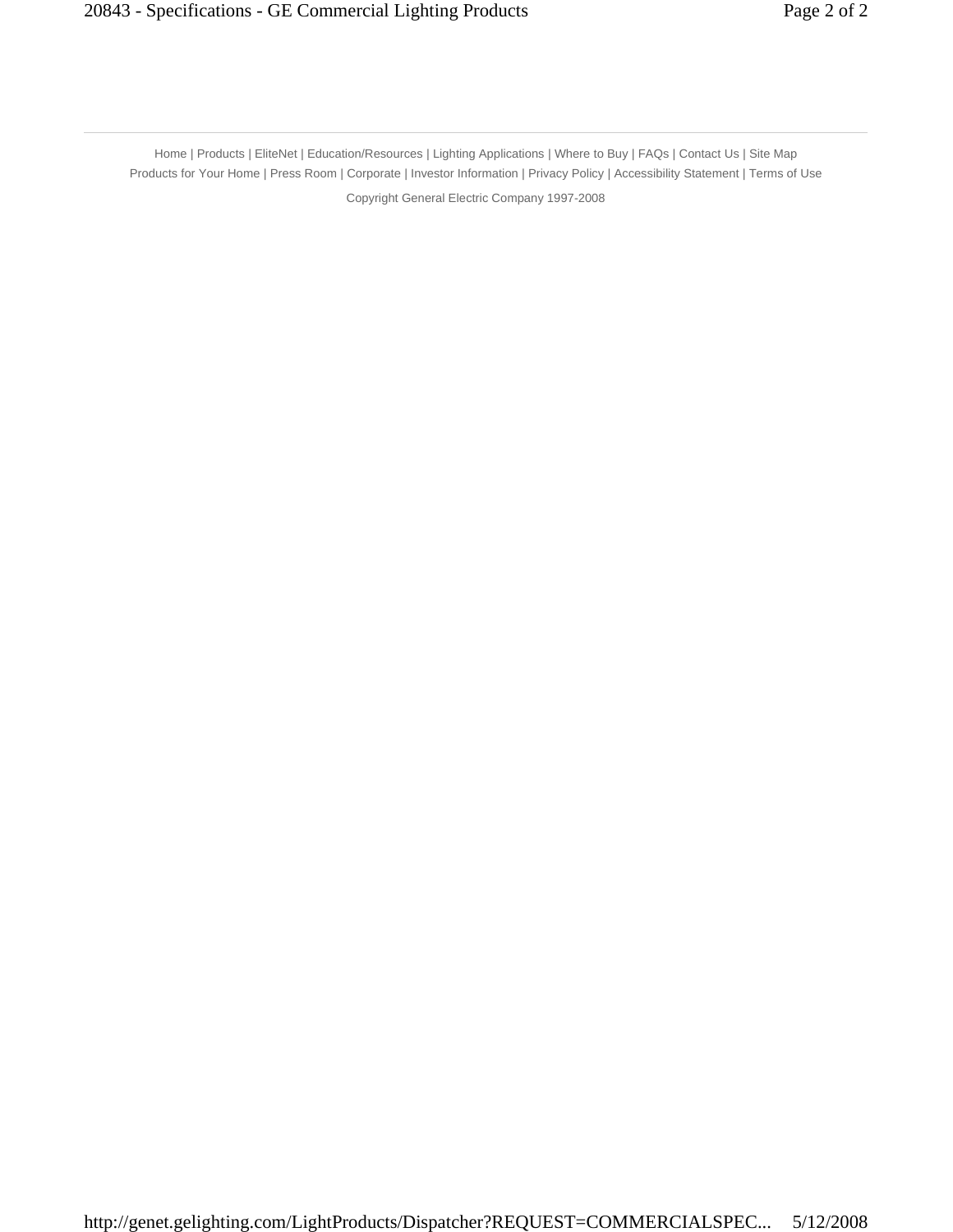Home | Products | EliteNet | Education/Resources | Lighting Applications | Where to Buy | FAQs | Contact Us | Site Map
Products for Your Home | Press Room | Corporate | Investor Information | Privacy Policy | Accessibility Statement | Terms of Use

Copyright General Electric Company 1997-2008